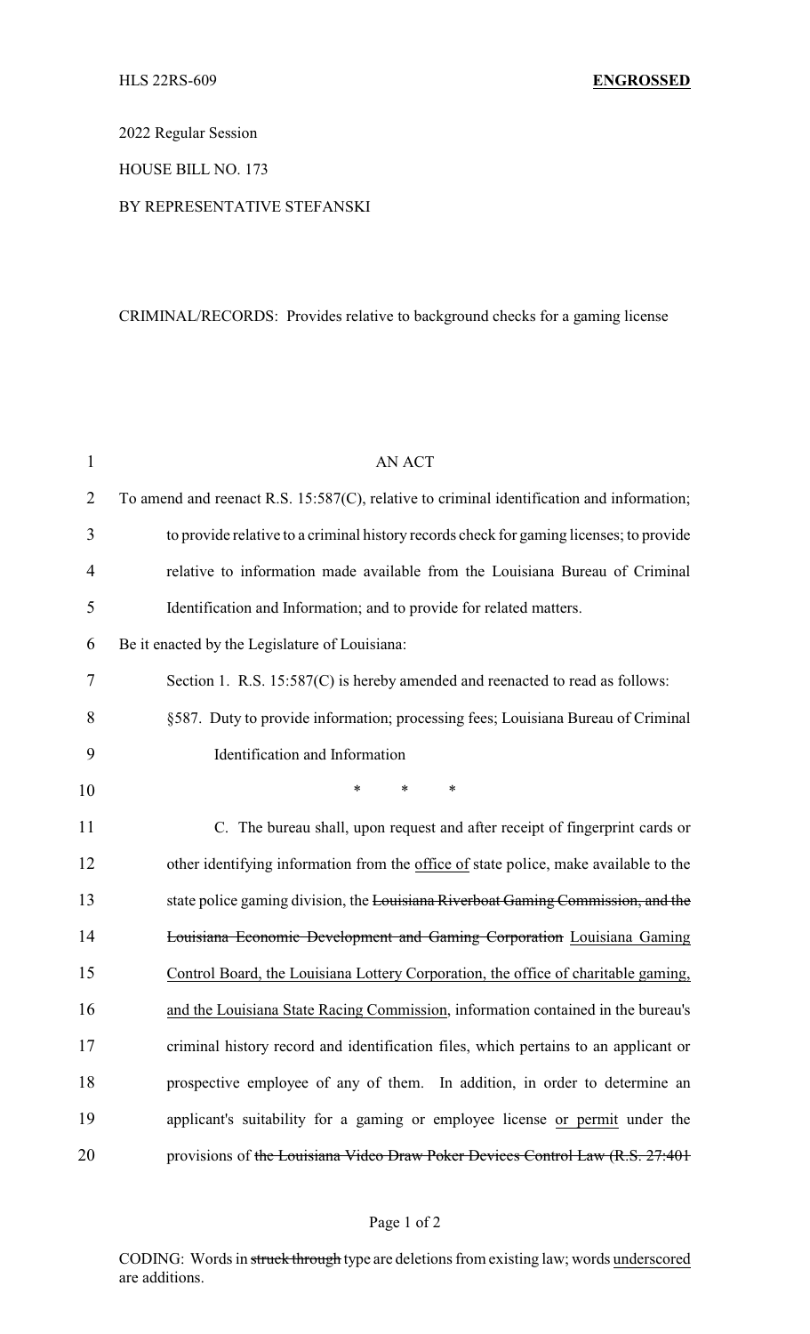HLS 22RS-609 **ENGROSSED**

2022 Regular Session

HOUSE BILL NO. 173

BY REPRESENTATIVE STEFANSKI

CRIMINAL/RECORDS: Provides relative to background checks for a gaming license

AN ACT

To amend and reenact R.S. 15:587(C), relative to criminal identification and information; to provide relative to a criminal history records check for gaming licenses; to provide relative to information made available from the Louisiana Bureau of Criminal Identification and Information; and to provide for related matters.

Be it enacted by the Legislature of Louisiana:

Section 1. R.S. 15:587(C) is hereby amended and reenacted to read as follows:

§587. Duty to provide information; processing fees; Louisiana Bureau of Criminal Identification and Information

\* \* \*

C. The bureau shall, upon request and after receipt of fingerprint cards or other identifying information from the <u>office of</u> state police, make available to the state police gaming division, the ~~Louisiana Riverboat Gaming Commission, and the Louisiana Economic Development and Gaming Corporation~~ <u>Louisiana Gaming Control Board, the Louisiana Lottery Corporation, the office of charitable gaming, and the Louisiana State Racing Commission</u>, information contained in the bureau's criminal history record and identification files, which pertains to an applicant or prospective employee of any of them. In addition, in order to determine an applicant's suitability for a gaming or employee license <u>or permit</u> under the provisions of ~~the Louisiana Video Draw Poker Devices Control Law (R.S. 27:401~~

CODING: Words in ~~struck through~~ type are deletions from existing law; words <u>underscored</u> are additions.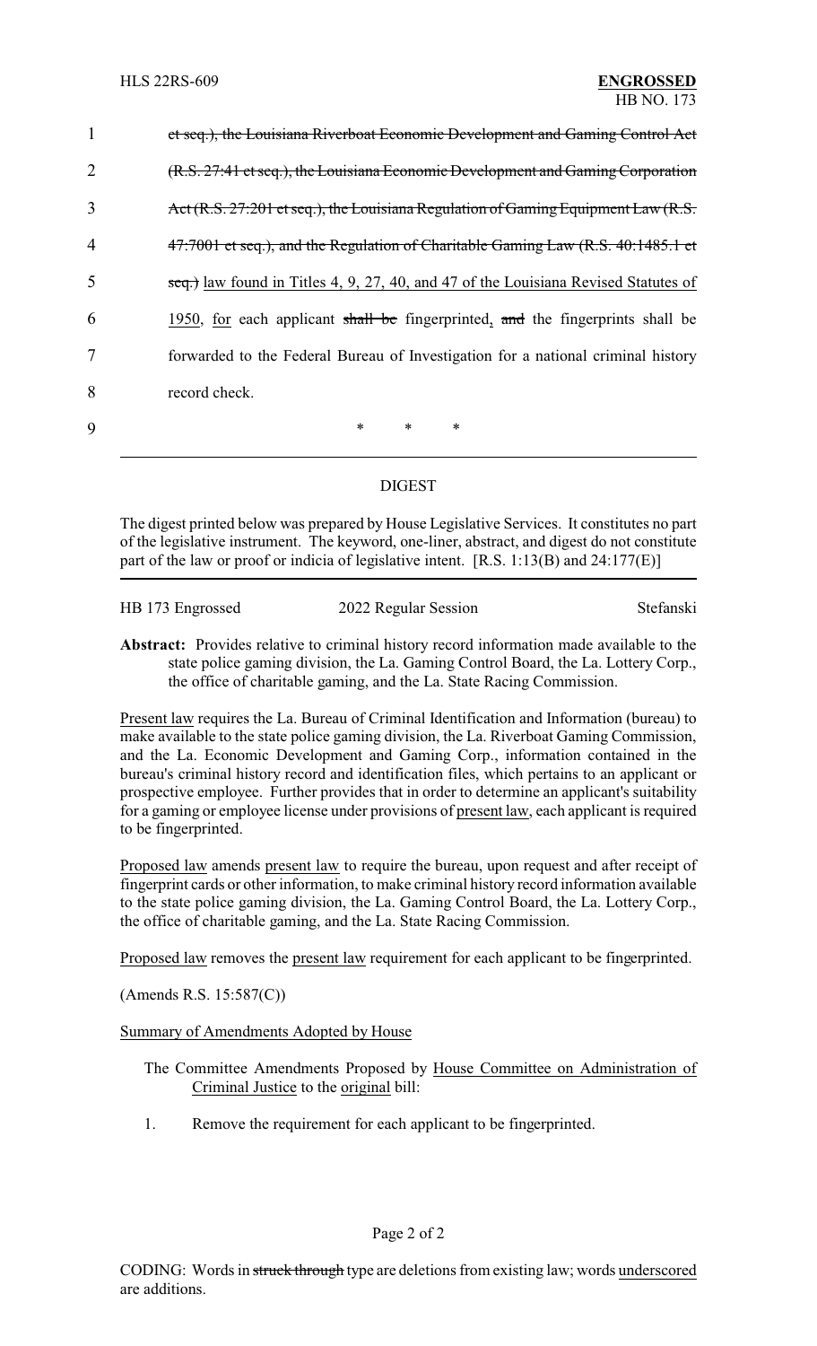~~et seq.), the Louisiana Riverboat Economic Development and Gaming Control Act (R.S. 27:41 et seq.), the Louisiana Economic Development and Gaming Corporation Act (R.S. 27:201 et seq.), the Louisiana Regulation of Gaming Equipment Law (R.S. 47:7001 et seq.), and the Regulation of Charitable Gaming Law (R.S. 40:1485.1 et seq.)~~ law found in Titles 4, 9, 27, 40, and 47 of the Louisiana Revised Statutes of 1950, for each applicant ~~shall be~~ fingerprinted, ~~and~~ the fingerprints shall be forwarded to the Federal Bureau of Investigation for a national criminal history record check.

\*        \*        \*

## DIGEST

The digest printed below was prepared by House Legislative Services. It constitutes no part of the legislative instrument. The keyword, one-liner, abstract, and digest do not constitute part of the law or proof or indicia of legislative intent. [R.S. 1:13(B) and 24:177(E)]

HB 173 Engrossed          2022 Regular Session          Stefanski

**Abstract:** Provides relative to criminal history record information made available to the state police gaming division, the La. Gaming Control Board, the La. Lottery Corp., the office of charitable gaming, and the La. State Racing Commission.

Present law requires the La. Bureau of Criminal Identification and Information (bureau) to make available to the state police gaming division, the La. Riverboat Gaming Commission, and the La. Economic Development and Gaming Corp., information contained in the bureau's criminal history record and identification files, which pertains to an applicant or prospective employee. Further provides that in order to determine an applicant's suitability for a gaming or employee license under provisions of present law, each applicant is required to be fingerprinted.

Proposed law amends present law to require the bureau, upon request and after receipt of fingerprint cards or other information, to make criminal history record information available to the state police gaming division, the La. Gaming Control Board, the La. Lottery Corp., the office of charitable gaming, and the La. State Racing Commission.

Proposed law removes the present law requirement for each applicant to be fingerprinted.

(Amends R.S. 15:587(C))

Summary of Amendments Adopted by House

The Committee Amendments Proposed by House Committee on Administration of Criminal Justice to the original bill:

1. Remove the requirement for each applicant to be fingerprinted.

CODING: Words in ~~struck through~~ type are deletions from existing law; words underscored are additions.